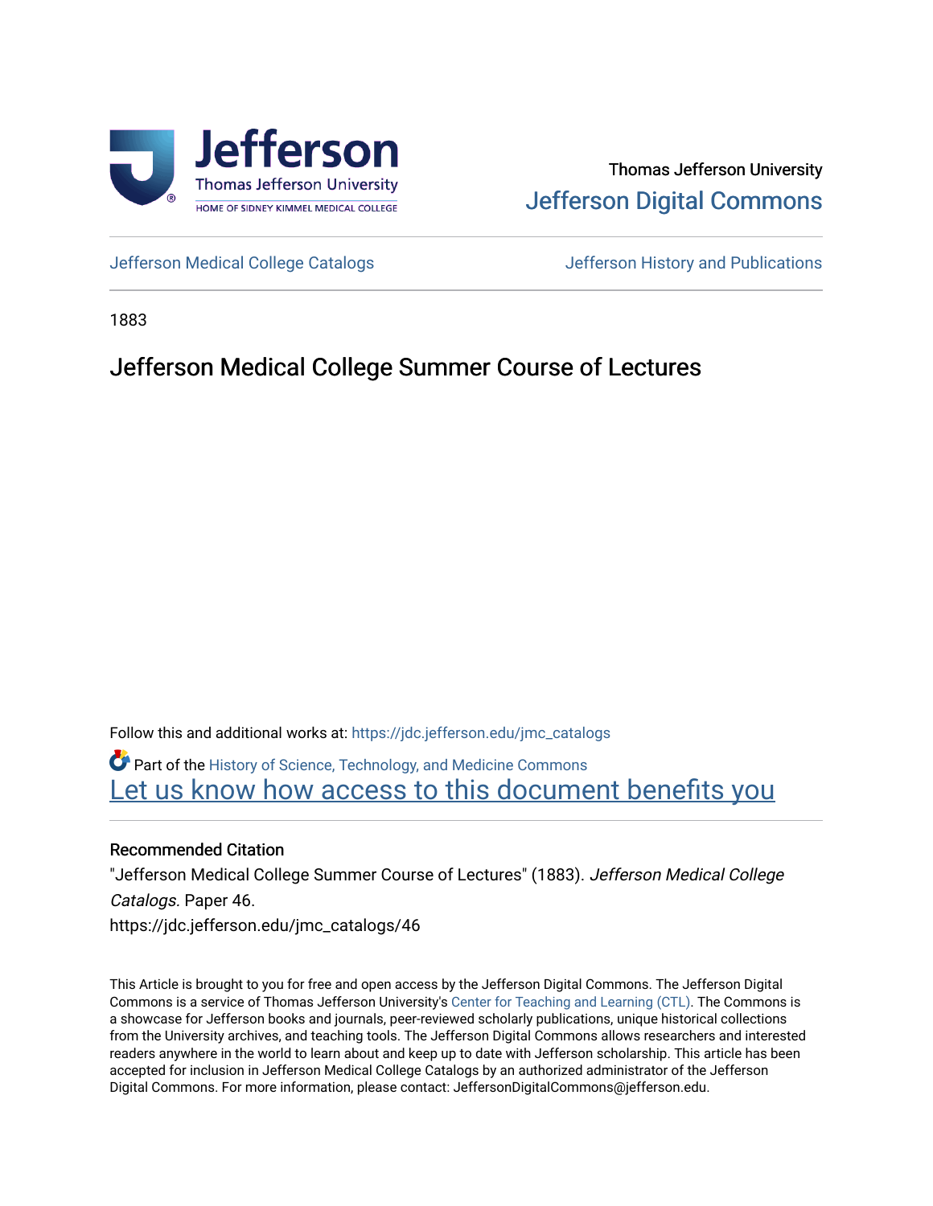Thomas Jefferson University

Jefferson Digital Commons

Jefferson Medical College Catalogs

Jefferson History and Publications

1883

# Jefferson Medical College Summer Course of Lectures

Follow this and additional works at: https://jdc.jefferson.edu/jmc_catalogs

Part of the History of Science, Technology, and Medicine Commons

Let us know how access to this document benefits you

## Recommended Citation

"Jefferson Medical College Summer Course of Lectures" (1883). *Jefferson Medical College Catalogs.* Paper 46.

https://jdc.jefferson.edu/jmc_catalogs/46

This Article is brought to you for free and open access by the Jefferson Digital Commons. The Jefferson Digital Commons is a service of Thomas Jefferson University's Center for Teaching and Learning (CTL). The Commons is a showcase for Jefferson books and journals, peer-reviewed scholarly publications, unique historical collections from the University archives, and teaching tools. The Jefferson Digital Commons allows researchers and interested readers anywhere in the world to learn about and keep up to date with Jefferson scholarship. This article has been accepted for inclusion in Jefferson Medical College Catalogs by an authorized administrator of the Jefferson Digital Commons. For more information, please contact: JeffersonDigitalCommons@jefferson.edu.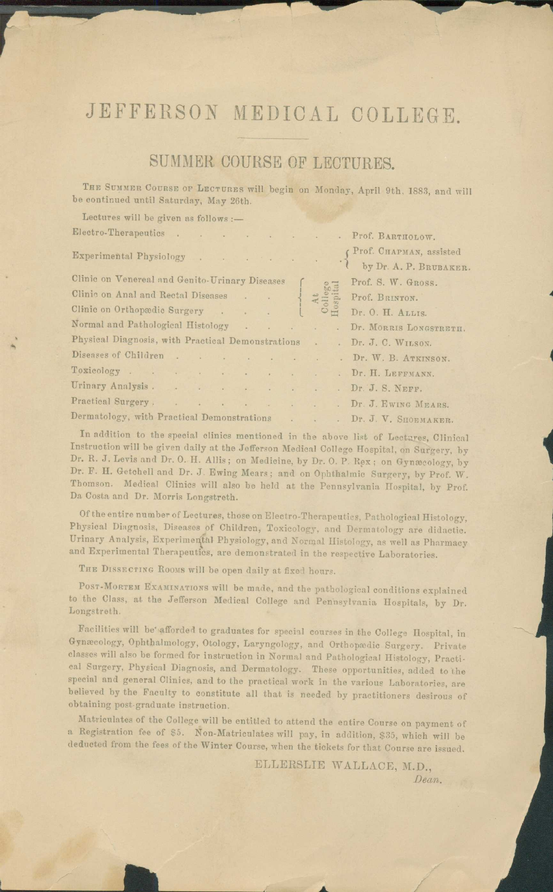# JEFFERSON MEDICAL COLLEGE.

## SUMMER COURSE OF LECTURES.

THE SUMMER COURSE OF LECTURES will begin on Monday, April 9th, 1883, and will be continued until Saturday, May 26th.

Lectures will be given as follows :—

| | | |
|---|---|---|
| Electro-Therapeutics | | Prof. BARTHOLOW. |
| Experimental Physiology | | Prof. CHAPMAN, assisted by Dr. A. P. BRUBAKER. |
| Clinic on Venereal and Genito-Urinary Diseases | At College Hospital | Prof. S. W. GROSS. |
| Clinic on Anal and Rectal Diseases | At College Hospital | Prof. BRINTON. |
| Clinic on Orthopædic Surgery | At College Hospital | Dr. O. H. ALLIS. |
| Normal and Pathological Histology | | Dr. MORRIS LONGSTRETH. |
| Physical Diagnosis, with Practical Demonstrations | | Dr. J. C. WILSON. |
| Diseases of Children | | Dr. W. B. ATKINSON. |
| Toxicology | | Dr. H. LEFFMANN. |
| Urinary Analysis | | Dr. J. S. NEFF. |
| Practical Surgery | | Dr. J. EWING MEARS. |
| Dermatology, with Practical Demonstrations | | Dr. J. V. SHOEMAKER. |

In addition to the special clinics mentioned in the above list of Lectures, Clinical Instruction will be given daily at the Jefferson Medical College Hospital, on Surgery, by Dr. R. J. Levis and Dr. O. H. Allis; on Medicine, by Dr. O. P. Rex; on Gynæcology, by Dr. F. H. Getchell and Dr. J. Ewing Mears; and on Ophthalmic Surgery, by Prof. W. Thomson. Medical Clinics will also be held at the Pennsylvania Hospital, by Prof. Da Costa and Dr. Morris Longstreth.

Of the entire number of Lectures, those on Electro-Therapeutics, Pathological Histology, Physical Diagnosis, Diseases of Children, Toxicology, and Dermatology are didactic. Urinary Analysis, Experimental Physiology, and Normal Histology, as well as Pharmacy and Experimental Therapeutics, are demonstrated in the respective Laboratories.

THE DISSECTING ROOMS will be open daily at fixed hours.

POST-MORTEM EXAMINATIONS will be made, and the pathological conditions explained to the Class, at the Jefferson Medical College and Pennsylvania Hospitals, by Dr. Longstreth.

Facilities will be afforded to graduates for special courses in the College Hospital, in Gynæcology, Ophthalmology, Otology, Laryngology, and Orthopædic Surgery. Private classes will also be formed for instruction in Normal and Pathological Histology, Practical Surgery, Physical Diagnosis, and Dermatology. These opportunities, added to the special and general Clinics, and to the practical work in the various Laboratories, are believed by the Faculty to constitute all that is needed by practitioners desirous of obtaining post-graduate instruction.

Matriculates of the College will be entitled to attend the entire Course on payment of a Registration fee of $5. Non-Matriculates will pay, in addition, $35, which will be deducted from the fees of the Winter Course, when the tickets for that Course are issued.

ELLERSLIE WALLACE, M.D.,
*Dean.*